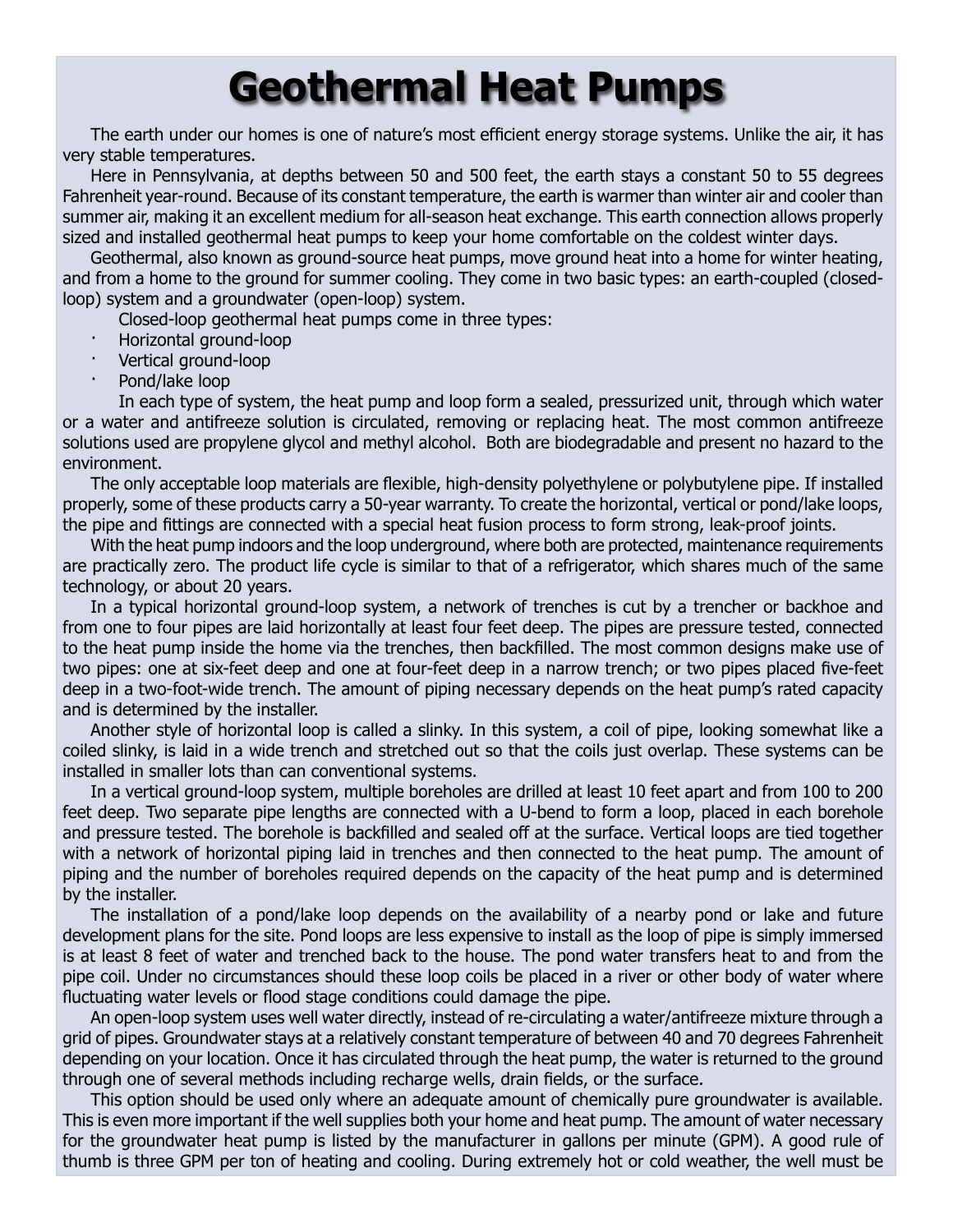# Geothermal Heat Pumps

The earth under our homes is one of nature's most efficient energy storage systems. Unlike the air, it has very stable temperatures.

Here in Pennsylvania, at depths between 50 and 500 feet, the earth stays a constant 50 to 55 degrees Fahrenheit year-round. Because of its constant temperature, the earth is warmer than winter air and cooler than summer air, making it an excellent medium for all-season heat exchange. This earth connection allows properly sized and installed geothermal heat pumps to keep your home comfortable on the coldest winter days.

Geothermal, also known as ground-source heat pumps, move ground heat into a home for winter heating, and from a home to the ground for summer cooling. They come in two basic types: an earth-coupled (closed-loop) system and a groundwater (open-loop) system.

Closed-loop geothermal heat pumps come in three types:

- Horizontal ground-loop
- Vertical ground-loop
- Pond/lake loop

In each type of system, the heat pump and loop form a sealed, pressurized unit, through which water or a water and antifreeze solution is circulated, removing or replacing heat. The most common antifreeze solutions used are propylene glycol and methyl alcohol. Both are biodegradable and present no hazard to the environment.

The only acceptable loop materials are flexible, high-density polyethylene or polybutylene pipe. If installed properly, some of these products carry a 50-year warranty. To create the horizontal, vertical or pond/lake loops, the pipe and fittings are connected with a special heat fusion process to form strong, leak-proof joints.

With the heat pump indoors and the loop underground, where both are protected, maintenance requirements are practically zero. The product life cycle is similar to that of a refrigerator, which shares much of the same technology, or about 20 years.

In a typical horizontal ground-loop system, a network of trenches is cut by a trencher or backhoe and from one to four pipes are laid horizontally at least four feet deep. The pipes are pressure tested, connected to the heat pump inside the home via the trenches, then backfilled. The most common designs make use of two pipes: one at six-feet deep and one at four-feet deep in a narrow trench; or two pipes placed five-feet deep in a two-foot-wide trench. The amount of piping necessary depends on the heat pump's rated capacity and is determined by the installer.

Another style of horizontal loop is called a slinky. In this system, a coil of pipe, looking somewhat like a coiled slinky, is laid in a wide trench and stretched out so that the coils just overlap. These systems can be installed in smaller lots than can conventional systems.

In a vertical ground-loop system, multiple boreholes are drilled at least 10 feet apart and from 100 to 200 feet deep. Two separate pipe lengths are connected with a U-bend to form a loop, placed in each borehole and pressure tested. The borehole is backfilled and sealed off at the surface. Vertical loops are tied together with a network of horizontal piping laid in trenches and then connected to the heat pump. The amount of piping and the number of boreholes required depends on the capacity of the heat pump and is determined by the installer.

The installation of a pond/lake loop depends on the availability of a nearby pond or lake and future development plans for the site. Pond loops are less expensive to install as the loop of pipe is simply immersed is at least 8 feet of water and trenched back to the house. The pond water transfers heat to and from the pipe coil. Under no circumstances should these loop coils be placed in a river or other body of water where fluctuating water levels or flood stage conditions could damage the pipe.

An open-loop system uses well water directly, instead of re-circulating a water/antifreeze mixture through a grid of pipes. Groundwater stays at a relatively constant temperature of between 40 and 70 degrees Fahrenheit depending on your location. Once it has circulated through the heat pump, the water is returned to the ground through one of several methods including recharge wells, drain fields, or the surface.

This option should be used only where an adequate amount of chemically pure groundwater is available. This is even more important if the well supplies both your home and heat pump. The amount of water necessary for the groundwater heat pump is listed by the manufacturer in gallons per minute (GPM). A good rule of thumb is three GPM per ton of heating and cooling. During extremely hot or cold weather, the well must be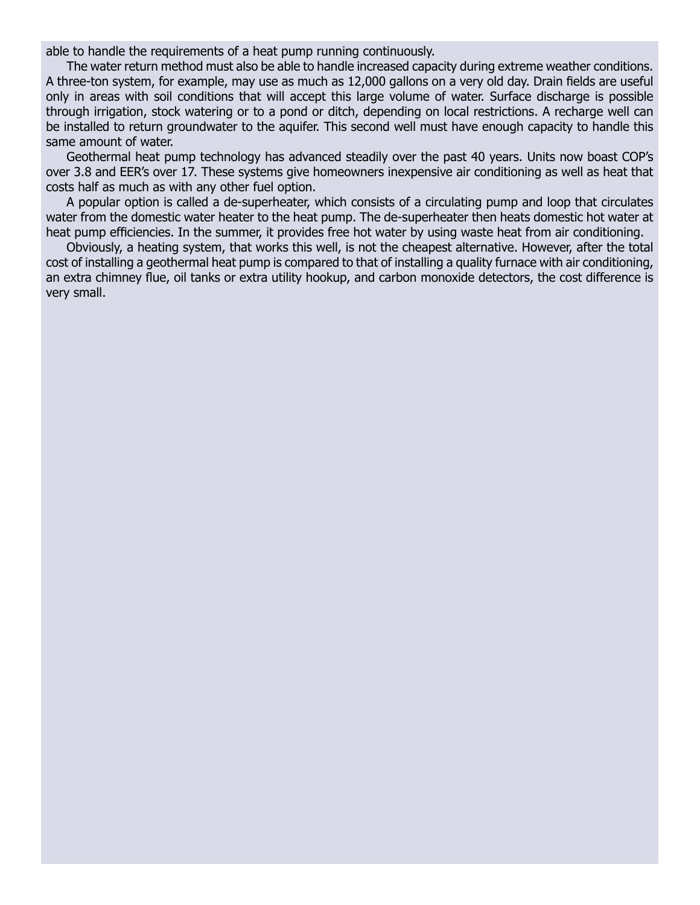able to handle the requirements of a heat pump running continuously.

The water return method must also be able to handle increased capacity during extreme weather conditions. A three-ton system, for example, may use as much as 12,000 gallons on a very old day. Drain fields are useful only in areas with soil conditions that will accept this large volume of water. Surface discharge is possible through irrigation, stock watering or to a pond or ditch, depending on local restrictions. A recharge well can be installed to return groundwater to the aquifer. This second well must have enough capacity to handle this same amount of water.

Geothermal heat pump technology has advanced steadily over the past 40 years. Units now boast COP's over 3.8 and EER's over 17. These systems give homeowners inexpensive air conditioning as well as heat that costs half as much as with any other fuel option.

A popular option is called a de-superheater, which consists of a circulating pump and loop that circulates water from the domestic water heater to the heat pump. The de-superheater then heats domestic hot water at heat pump efficiencies. In the summer, it provides free hot water by using waste heat from air conditioning.

Obviously, a heating system, that works this well, is not the cheapest alternative. However, after the total cost of installing a geothermal heat pump is compared to that of installing a quality furnace with air conditioning, an extra chimney flue, oil tanks or extra utility hookup, and carbon monoxide detectors, the cost difference is very small.